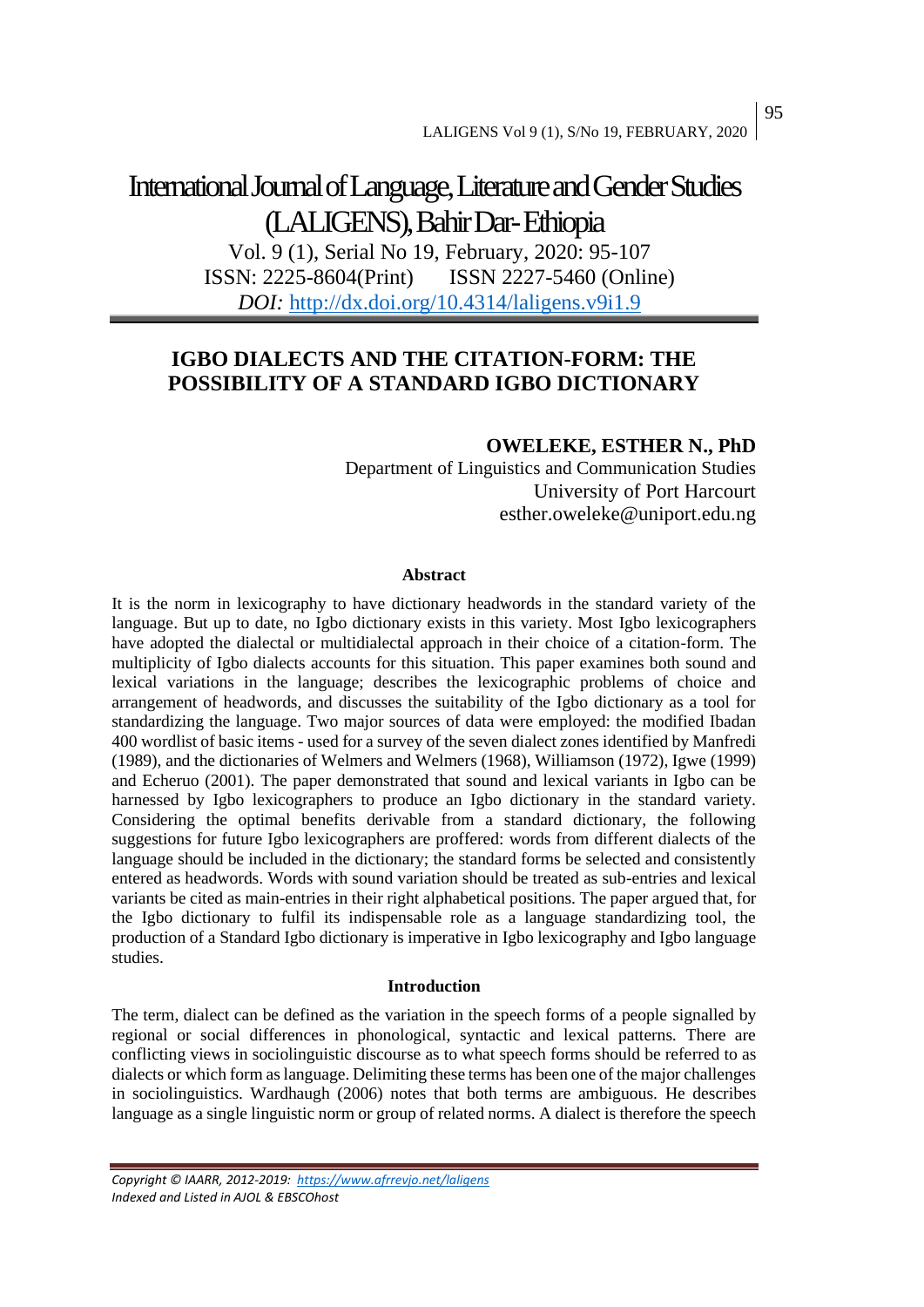# International Journal of Language, Literature and Gender Studies (LALIGENS), Bahir Dar- Ethiopia

Vol. 9 (1), Serial No 19, February, 2020: 95-107
ISSN: 2225-8604(Print) ISSN 2227-5460 (Online)
*DOI:* http://dx.doi.org/10.4314/laligens.v9i1.9

## IGBO DIALECTS AND THE CITATION-FORM: THE POSSIBILITY OF A STANDARD IGBO DICTIONARY

**OWELEKE, ESTHER N., PhD**
Department of Linguistics and Communication Studies
University of Port Harcourt
esther.oweleke@uniport.edu.ng

### Abstract

It is the norm in lexicography to have dictionary headwords in the standard variety of the language. But up to date, no Igbo dictionary exists in this variety. Most Igbo lexicographers have adopted the dialectal or multidialectal approach in their choice of a citation-form. The multiplicity of Igbo dialects accounts for this situation. This paper examines both sound and lexical variations in the language; describes the lexicographic problems of choice and arrangement of headwords, and discusses the suitability of the Igbo dictionary as a tool for standardizing the language. Two major sources of data were employed: the modified Ibadan 400 wordlist of basic items - used for a survey of the seven dialect zones identified by Manfredi (1989), and the dictionaries of Welmers and Welmers (1968), Williamson (1972), Igwe (1999) and Echeruo (2001). The paper demonstrated that sound and lexical variants in Igbo can be harnessed by Igbo lexicographers to produce an Igbo dictionary in the standard variety. Considering the optimal benefits derivable from a standard dictionary, the following suggestions for future Igbo lexicographers are proffered: words from different dialects of the language should be included in the dictionary; the standard forms be selected and consistently entered as headwords. Words with sound variation should be treated as sub-entries and lexical variants be cited as main-entries in their right alphabetical positions. The paper argued that, for the Igbo dictionary to fulfil its indispensable role as a language standardizing tool, the production of a Standard Igbo dictionary is imperative in Igbo lexicography and Igbo language studies.

### Introduction

The term, dialect can be defined as the variation in the speech forms of a people signalled by regional or social differences in phonological, syntactic and lexical patterns. There are conflicting views in sociolinguistic discourse as to what speech forms should be referred to as dialects or which form as language. Delimiting these terms has been one of the major challenges in sociolinguistics. Wardhaugh (2006) notes that both terms are ambiguous. He describes language as a single linguistic norm or group of related norms. A dialect is therefore the speech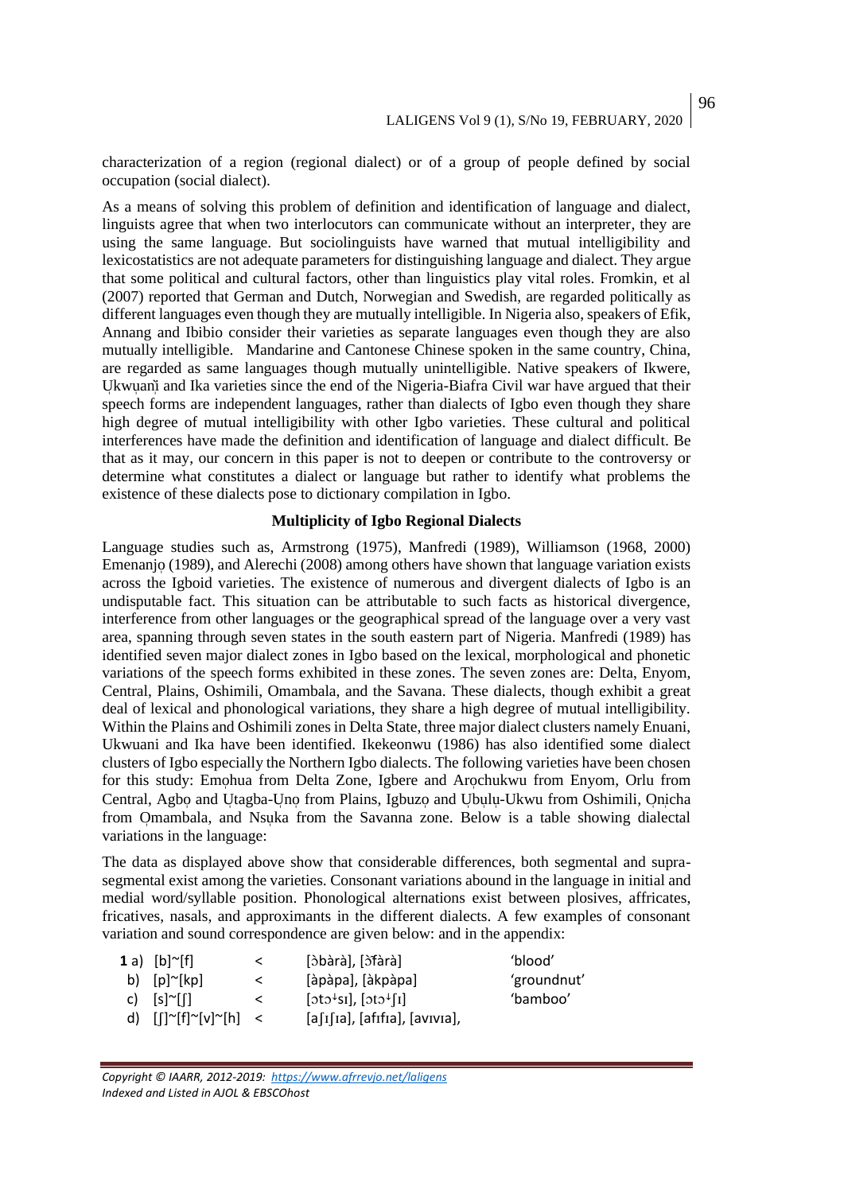characterization of a region (regional dialect) or of a group of people defined by social occupation (social dialect).

As a means of solving this problem of definition and identification of language and dialect, linguists agree that when two interlocutors can communicate without an interpreter, they are using the same language. But sociolinguists have warned that mutual intelligibility and lexicostatistics are not adequate parameters for distinguishing language and dialect. They argue that some political and cultural factors, other than linguistics play vital roles. Fromkin, et al (2007) reported that German and Dutch, Norwegian and Swedish, are regarded politically as different languages even though they are mutually intelligible. In Nigeria also, speakers of Efik, Annang and Ibibio consider their varieties as separate languages even though they are also mutually intelligible. Mandarine and Cantonese Chinese spoken in the same country, China, are regarded as same languages though mutually unintelligible. Native speakers of Ikwere, Ụkwụanì and Ika varieties since the end of the Nigeria-Biafra Civil war have argued that their speech forms are independent languages, rather than dialects of Igbo even though they share high degree of mutual intelligibility with other Igbo varieties. These cultural and political interferences have made the definition and identification of language and dialect difficult. Be that as it may, our concern in this paper is not to deepen or contribute to the controversy or determine what constitutes a dialect or language but rather to identify what problems the existence of these dialects pose to dictionary compilation in Igbo.

## Multiplicity of Igbo Regional Dialects

Language studies such as, Armstrong (1975), Manfredi (1989), Williamson (1968, 2000) Emenanjọ (1989), and Alerechi (2008) among others have shown that language variation exists across the Igboid varieties. The existence of numerous and divergent dialects of Igbo is an undisputable fact. This situation can be attributable to such facts as historical divergence, interference from other languages or the geographical spread of the language over a very vast area, spanning through seven states in the south eastern part of Nigeria. Manfredi (1989) has identified seven major dialect zones in Igbo based on the lexical, morphological and phonetic variations of the speech forms exhibited in these zones. The seven zones are: Delta, Enyom, Central, Plains, Oshimili, Omambala, and the Savana. These dialects, though exhibit a great deal of lexical and phonological variations, they share a high degree of mutual intelligibility. Within the Plains and Oshimili zones in Delta State, three major dialect clusters namely Enuani, Ukwuani and Ika have been identified. Ikekeonwu (1986) has also identified some dialect clusters of Igbo especially the Northern Igbo dialects. The following varieties have been chosen for this study: Emọhua from Delta Zone, Igbere and Arọchukwu from Enyom, Orlu from Central, Agbọ and Ụtagba-Ụnọ from Plains, Igbuzọ and Ụbụlụ-Ukwu from Oshimili, Ọnịcha from Ọmambala, and Nsụka from the Savanna zone. Below is a table showing dialectal variations in the language:

The data as displayed above show that considerable differences, both segmental and supra-segmental exist among the varieties. Consonant variations abound in the language in initial and medial word/syllable position. Phonological alternations exist between plosives, affricates, fricatives, nasals, and approximants in the different dialects. A few examples of consonant variation and sound correspondence are given below: and in the appendix:

| | | | | |
|---|---|---|---|---|
| **1** a) | [b]~[f] | < | [ɔ̀bàrà], [ɔ̀fàrà] | 'blood' |
| b) | [p]~[kp] | < | [àpàpa], [àkpàpa] | 'groundnut' |
| c) | [s]~[ʃ] | < | [ɔtɔꜜsɪ], [ɔtɔꜜʃɪ] | 'bamboo' |
| d) | [ʃ]~[f]~[v]~[h] | < | [aʃɪʃɪa], [afɪfɪa], [avɪvɪa], | |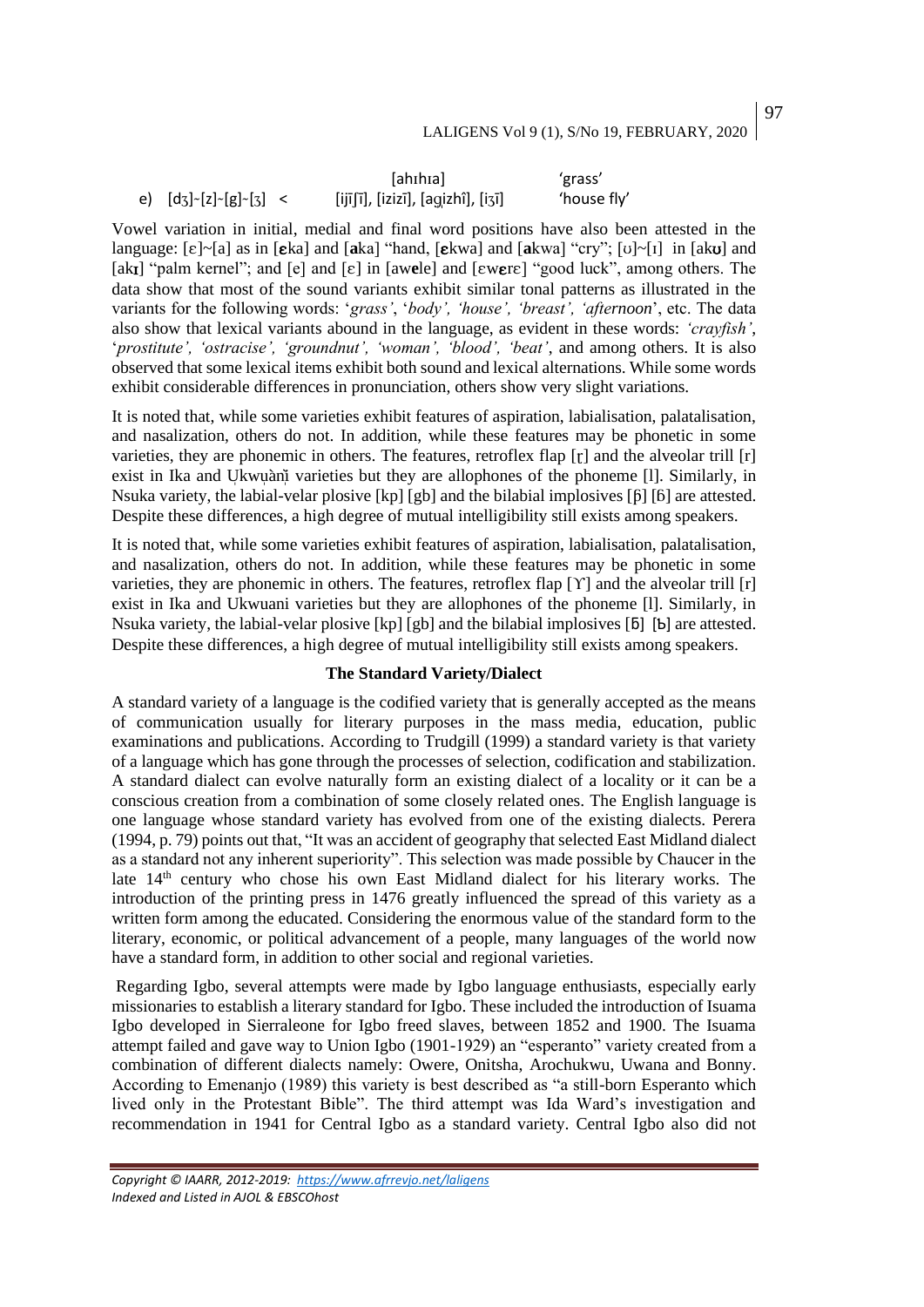|  | [ahɪhɪa] | 'grass' |
|---|---|---|
| e) [dʒ]~[z]~[g]~[ʒ] < | [ijĩʃĩ], [izizĩ], [agi̯zhî], [iʒĩ] | 'house fly' |

Vowel variation in initial, medial and final word positions have also been attested in the language: [ɛ]~[a] as in [**ɛ**ka] and [**a**ka] "hand, [**ɛ**kwa] and [**a**kwa] "cry"; [ʊ]~[ɪ] in [ak**ʊ**] and [ak**ɪ**] "palm kernel"; and [e] and [ɛ] in [aw**e**le] and [ɛw**ɛ**rɛ] "good luck", among others. The data show that most of the sound variants exhibit similar tonal patterns as illustrated in the variants for the following words: '*grass'*, '*body', 'house', 'breast', 'afternoon*', etc. The data also show that lexical variants abound in the language, as evident in these words: *'crayfish'*, '*prostitute', 'ostracise', 'groundnut', 'woman', 'blood', 'beat'*, and among others. It is also observed that some lexical items exhibit both sound and lexical alternations. While some words exhibit considerable differences in pronunciation, others show very slight variations.

It is noted that, while some varieties exhibit features of aspiration, labialisation, palatalisation, and nasalization, others do not. In addition, while these features may be phonetic in some varieties, they are phonemic in others. The features, retroflex flap [ɽ] and the alveolar trill [r] exist in Ika and Ụkwụànị̀ varieties but they are allophones of the phoneme [l]. Similarly, in Nsuka variety, the labial-velar plosive [kp] [gb] and the bilabial implosives [ƥ] [ɓ] are attested. Despite these differences, a high degree of mutual intelligibility still exists among speakers.

It is noted that, while some varieties exhibit features of aspiration, labialisation, palatalisation, and nasalization, others do not. In addition, while these features may be phonetic in some varieties, they are phonemic in others. The features, retroflex flap [Ƴ] and the alveolar trill [r] exist in Ika and Ukwuani varieties but they are allophones of the phoneme [l]. Similarly, in Nsuka variety, the labial-velar plosive [kp] [gb] and the bilabial implosives [ɓ] [ƀ] are attested. Despite these differences, a high degree of mutual intelligibility still exists among speakers.

### The Standard Variety/Dialect

A standard variety of a language is the codified variety that is generally accepted as the means of communication usually for literary purposes in the mass media, education, public examinations and publications. According to Trudgill (1999) a standard variety is that variety of a language which has gone through the processes of selection, codification and stabilization. A standard dialect can evolve naturally form an existing dialect of a locality or it can be a conscious creation from a combination of some closely related ones. The English language is one language whose standard variety has evolved from one of the existing dialects. Perera (1994, p. 79) points out that, "It was an accident of geography that selected East Midland dialect as a standard not any inherent superiority". This selection was made possible by Chaucer in the late 14th century who chose his own East Midland dialect for his literary works. The introduction of the printing press in 1476 greatly influenced the spread of this variety as a written form among the educated. Considering the enormous value of the standard form to the literary, economic, or political advancement of a people, many languages of the world now have a standard form, in addition to other social and regional varieties.

Regarding Igbo, several attempts were made by Igbo language enthusiasts, especially early missionaries to establish a literary standard for Igbo. These included the introduction of Isuama Igbo developed in Sierraleone for Igbo freed slaves, between 1852 and 1900. The Isuama attempt failed and gave way to Union Igbo (1901-1929) an "esperanto" variety created from a combination of different dialects namely: Owere, Onitsha, Arochukwu, Uwana and Bonny. According to Emenanjo (1989) this variety is best described as "a still-born Esperanto which lived only in the Protestant Bible". The third attempt was Ida Ward's investigation and recommendation in 1941 for Central Igbo as a standard variety. Central Igbo also did not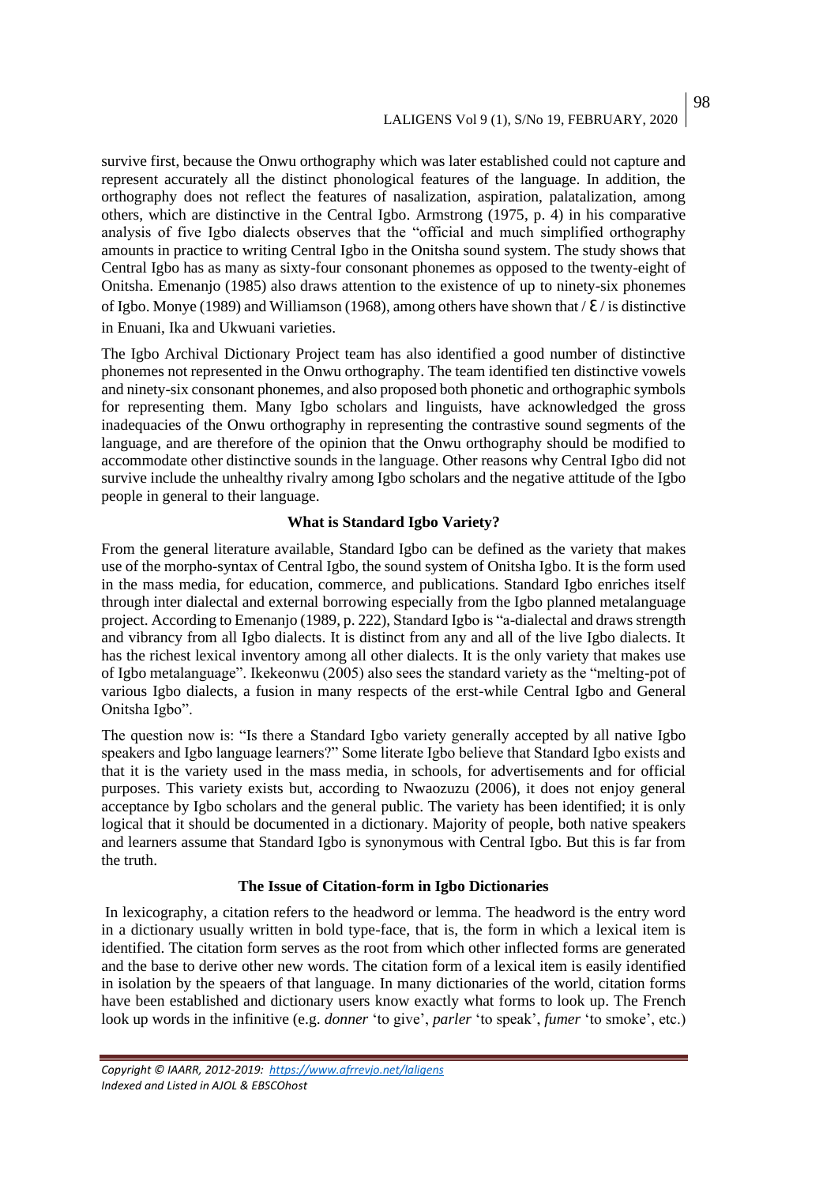survive first, because the Onwu orthography which was later established could not capture and represent accurately all the distinct phonological features of the language. In addition, the orthography does not reflect the features of nasalization, aspiration, palatalization, among others, which are distinctive in the Central Igbo. Armstrong (1975, p. 4) in his comparative analysis of five Igbo dialects observes that the "official and much simplified orthography amounts in practice to writing Central Igbo in the Onitsha sound system. The study shows that Central Igbo has as many as sixty-four consonant phonemes as opposed to the twenty-eight of Onitsha. Emenanjo (1985) also draws attention to the existence of up to ninety-six phonemes of Igbo. Monye (1989) and Williamson (1968), among others have shown that / ɛ / is distinctive in Enuani, Ika and Ukwuani varieties.

The Igbo Archival Dictionary Project team has also identified a good number of distinctive phonemes not represented in the Onwu orthography. The team identified ten distinctive vowels and ninety-six consonant phonemes, and also proposed both phonetic and orthographic symbols for representing them. Many Igbo scholars and linguists, have acknowledged the gross inadequacies of the Onwu orthography in representing the contrastive sound segments of the language, and are therefore of the opinion that the Onwu orthography should be modified to accommodate other distinctive sounds in the language. Other reasons why Central Igbo did not survive include the unhealthy rivalry among Igbo scholars and the negative attitude of the Igbo people in general to their language.

## What is Standard Igbo Variety?

From the general literature available, Standard Igbo can be defined as the variety that makes use of the morpho-syntax of Central Igbo, the sound system of Onitsha Igbo. It is the form used in the mass media, for education, commerce, and publications. Standard Igbo enriches itself through inter dialectal and external borrowing especially from the Igbo planned metalanguage project. According to Emenanjo (1989, p. 222), Standard Igbo is "a-dialectal and draws strength and vibrancy from all Igbo dialects. It is distinct from any and all of the live Igbo dialects. It has the richest lexical inventory among all other dialects. It is the only variety that makes use of Igbo metalanguage". Ikekeonwu (2005) also sees the standard variety as the "melting-pot of various Igbo dialects, a fusion in many respects of the erst-while Central Igbo and General Onitsha Igbo".

The question now is: "Is there a Standard Igbo variety generally accepted by all native Igbo speakers and Igbo language learners?" Some literate Igbo believe that Standard Igbo exists and that it is the variety used in the mass media, in schools, for advertisements and for official purposes. This variety exists but, according to Nwaozuzu (2006), it does not enjoy general acceptance by Igbo scholars and the general public. The variety has been identified; it is only logical that it should be documented in a dictionary. Majority of people, both native speakers and learners assume that Standard Igbo is synonymous with Central Igbo. But this is far from the truth.

## The Issue of Citation-form in Igbo Dictionaries

In lexicography, a citation refers to the headword or lemma. The headword is the entry word in a dictionary usually written in bold type-face, that is, the form in which a lexical item is identified. The citation form serves as the root from which other inflected forms are generated and the base to derive other new words. The citation form of a lexical item is easily identified in isolation by the speaers of that language. In many dictionaries of the world, citation forms have been established and dictionary users know exactly what forms to look up. The French look up words in the infinitive (e.g. *donner* 'to give', *parler* 'to speak', *fumer* 'to smoke', etc.)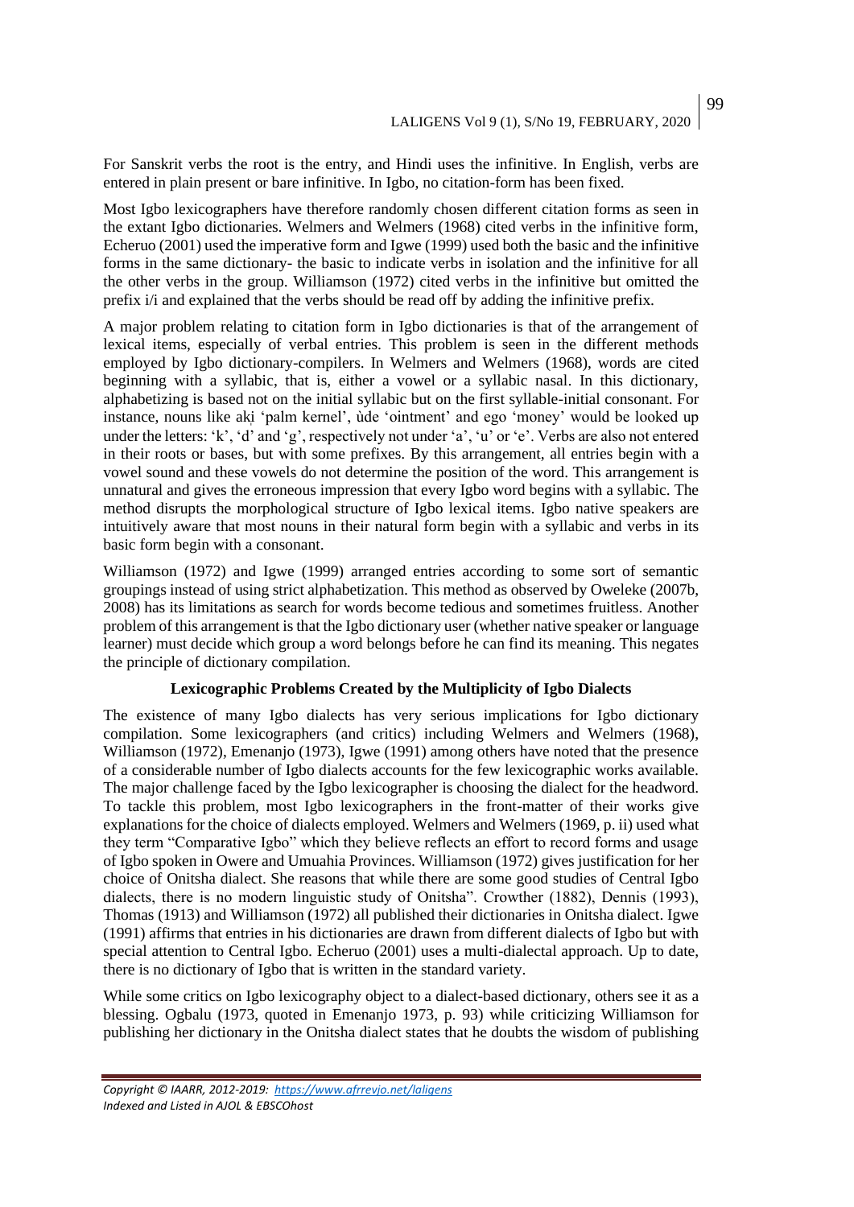For Sanskrit verbs the root is the entry, and Hindi uses the infinitive. In English, verbs are entered in plain present or bare infinitive. In Igbo, no citation-form has been fixed.

Most Igbo lexicographers have therefore randomly chosen different citation forms as seen in the extant Igbo dictionaries. Welmers and Welmers (1968) cited verbs in the infinitive form, Echeruo (2001) used the imperative form and Igwe (1999) used both the basic and the infinitive forms in the same dictionary- the basic to indicate verbs in isolation and the infinitive for all the other verbs in the group. Williamson (1972) cited verbs in the infinitive but omitted the prefix i/ị and explained that the verbs should be read off by adding the infinitive prefix.

A major problem relating to citation form in Igbo dictionaries is that of the arrangement of lexical items, especially of verbal entries. This problem is seen in the different methods employed by Igbo dictionary-compilers. In Welmers and Welmers (1968), words are cited beginning with a syllabic, that is, either a vowel or a syllabic nasal. In this dictionary, alphabetizing is based not on the initial syllabic but on the first syllable-initial consonant. For instance, nouns like akị 'palm kernel', ùde 'ointment' and ego 'money' would be looked up under the letters: 'k', 'd' and 'g', respectively not under 'a', 'u' or 'e'. Verbs are also not entered in their roots or bases, but with some prefixes. By this arrangement, all entries begin with a vowel sound and these vowels do not determine the position of the word. This arrangement is unnatural and gives the erroneous impression that every Igbo word begins with a syllabic. The method disrupts the morphological structure of Igbo lexical items. Igbo native speakers are intuitively aware that most nouns in their natural form begin with a syllabic and verbs in its basic form begin with a consonant.

Williamson (1972) and Igwe (1999) arranged entries according to some sort of semantic groupings instead of using strict alphabetization. This method as observed by Oweleke (2007b, 2008) has its limitations as search for words become tedious and sometimes fruitless. Another problem of this arrangement is that the Igbo dictionary user (whether native speaker or language learner) must decide which group a word belongs before he can find its meaning. This negates the principle of dictionary compilation.

**Lexicographic Problems Created by the Multiplicity of Igbo Dialects**

The existence of many Igbo dialects has very serious implications for Igbo dictionary compilation. Some lexicographers (and critics) including Welmers and Welmers (1968), Williamson (1972), Emenanjo (1973), Igwe (1991) among others have noted that the presence of a considerable number of Igbo dialects accounts for the few lexicographic works available. The major challenge faced by the Igbo lexicographer is choosing the dialect for the headword. To tackle this problem, most Igbo lexicographers in the front-matter of their works give explanations for the choice of dialects employed. Welmers and Welmers (1969, p. ii) used what they term "Comparative Igbo" which they believe reflects an effort to record forms and usage of Igbo spoken in Owere and Umuahia Provinces. Williamson (1972) gives justification for her choice of Onitsha dialect. She reasons that while there are some good studies of Central Igbo dialects, there is no modern linguistic study of Onitsha". Crowther (1882), Dennis (1993), Thomas (1913) and Williamson (1972) all published their dictionaries in Onitsha dialect. Igwe (1991) affirms that entries in his dictionaries are drawn from different dialects of Igbo but with special attention to Central Igbo. Echeruo (2001) uses a multi-dialectal approach. Up to date, there is no dictionary of Igbo that is written in the standard variety.

While some critics on Igbo lexicography object to a dialect-based dictionary, others see it as a blessing. Ogbalu (1973, quoted in Emenanjo 1973, p. 93) while criticizing Williamson for publishing her dictionary in the Onitsha dialect states that he doubts the wisdom of publishing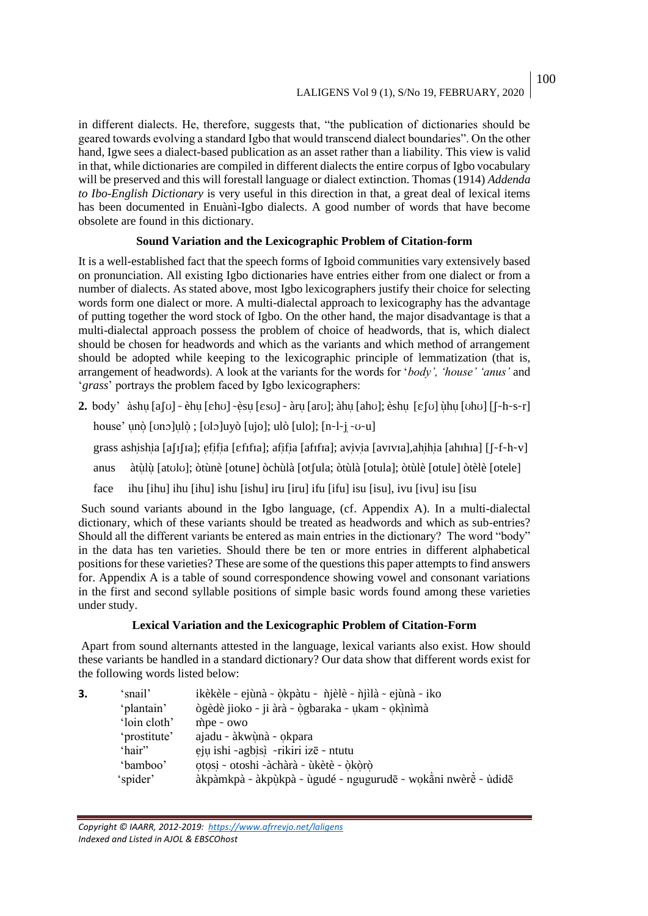in different dialects. He, therefore, suggests that, "the publication of dictionaries should be geared towards evolving a standard Igbo that would transcend dialect boundaries". On the other hand, Igwe sees a dialect-based publication as an asset rather than a liability. This view is valid in that, while dictionaries are compiled in different dialects the entire corpus of Igbo vocabulary will be preserved and this will forestall language or dialect extinction. Thomas (1914) *Addenda to Ibo-English Dictionary* is very useful in this direction in that, a great deal of lexical items has been documented in Enuànì-Igbo dialects. A good number of words that have become obsolete are found in this dictionary.

### Sound Variation and the Lexicographic Problem of Citation-form

It is a well-established fact that the speech forms of Igboid communities vary extensively based on pronunciation. All existing Igbo dictionaries have entries either from one dialect or from a number of dialects. As stated above, most Igbo lexicographers justify their choice for selecting words form one dialect or more. A multi-dialectal approach to lexicography has the advantage of putting together the word stock of Igbo. On the other hand, the major disadvantage is that a multi-dialectal approach possess the problem of choice of headwords, that is, which dialect should be chosen for headwords and which as the variants and which method of arrangement should be adopted while keeping to the lexicographic principle of lemmatization (that is, arrangement of headwords). A look at the variants for the words for '*body', 'house' 'anus'* and '*grass*' portrays the problem faced by Igbo lexicographers:

**2.** body' àshụ [aʃʊ] ~ èhụ [ɛhʊ] ~ẹ̀sụ [ɛsʊ] ~ àrụ [arʊ]; àhụ [ahʊ]; èshụ [ɛʃʊ] ụ̀hụ [ʊhʊ] [ʃ~h~s~r]

house' ụnọ̀ [ʊnɔ]ụlọ̀ ; [ʊlɔ]uyò [ujo]; ulò [ulo]; [n~l~j ~ʊ~u]

grass ashịshịa [aʃɪʃɪa]; ẹfịfịa [ɛfɪfɪa]; afịfịa [afɪfɪa]; avịvịa [avɪvɪa],ahịhịa [ahɪhɪa] [ʃ~f~h~v]

anus àtụ̀lụ̀ [atʊlʊ]; òtùnè [otune] òchùlà [otʃula; òtùlà [otula]; òtùlè [otule] òtèlè [otele]

face ihu [ihu] ihu [ihu] ishu [ishu] iru [iru] ifu [ifu] isu [isu], ivu [ivu] isu [isu

Such sound variants abound in the Igbo language, (cf. Appendix A). In a multi-dialectal dictionary, which of these variants should be treated as headwords and which as sub-entries? Should all the different variants be entered as main entries in the dictionary? The word "body" in the data has ten varieties. Should there be ten or more entries in different alphabetical positions for these varieties? These are some of the questions this paper attempts to find answers for. Appendix A is a table of sound correspondence showing vowel and consonant variations in the first and second syllable positions of simple basic words found among these varieties under study.

### Lexical Variation and the Lexicographic Problem of Citation-Form

Apart from sound alternants attested in the language, lexical variants also exist. How should these variants be handled in a standard dictionary? Our data show that different words exist for the following words listed below:

**3.**

| | |
|---|---|
| 'snail' | ikèkèle ~ ejùnà ~ ọ̀kpàtu ~ ǹjèlè ~ ǹjìlà ~ ejùnà ~ iko |
| 'plantain' | ògèdè jioko ~ ji àrà ~ ọ̀gbaraka ~ ụkam ~ ọkịnìmà |
| 'loin cloth' | m̀pe ~ owo |
| 'prostitute' | ajadu ~ àkwụ̀nà ~ ọkpara |
| 'hair" | ẹjụ ishi ~agbịsị̀ ~rikiri izē ~ ntutu |
| 'bamboo' | ọtọsị ~ otoshi ~àchàrà ~ ùkètè ~ ọ̀kọ̀rọ̀ |
| 'spider' | àkpàmkpà ~ àkpụ̀kpà ~ ùgudé ~ ngugurudē ~ wọkā̀ni nwèrè̄ ~ ùdidē |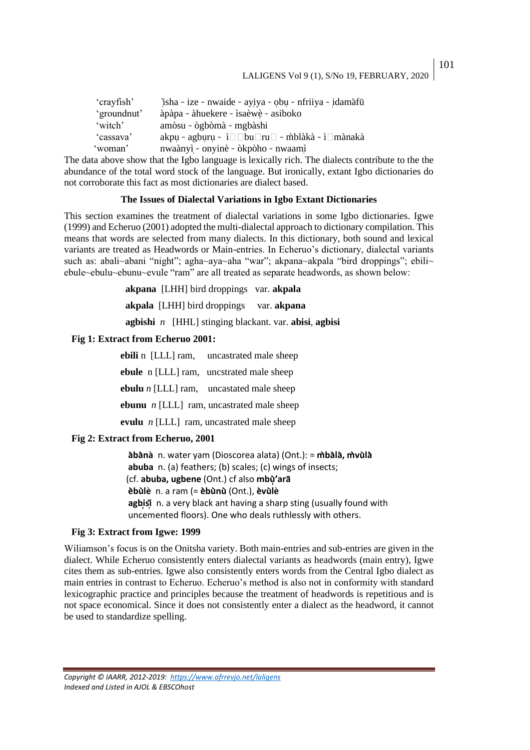| | |
|---|---|
| 'crayfish' | ȉsha ~ ize ~ nwaide ~ ayịya ~ ọbụ ~ nfriiya ~ ịdamàfū |
| 'groundnut' | àpàpa ~ àhuekere ~ ìsaèwẹ̀ ~ asiboko |
| 'witch' | amòsu ~ ògbòmà ~ mgbàshi |
| 'cassava' | akpụ ~ agbụrụ ~ ì□□bu□ru□ ~ m̀blàkà ~ ì□mànakà |
| 'woman' | nwaànyị ~ onyinè ~ òkpòho ~ nwaamị |

The data above show that the Igbo language is lexically rich. The dialects contribute to the the abundance of the total word stock of the language. But ironically, extant Igbo dictionaries do not corroborate this fact as most dictionaries are dialect based.

**The Issues of Dialectal Variations in Igbo Extant Dictionaries**

This section examines the treatment of dialectal variations in some Igbo dictionaries. Igwe (1999) and Echeruo (2001) adopted the multi-dialectal approach to dictionary compilation. This means that words are selected from many dialects. In this dictionary, both sound and lexical variants are treated as Headwords or Main-entries. In Echeruo's dictionary, dialectal variants such as: abali~abani "night"; agha~aya~aha "war"; akpana~akpala "bird droppings"; ebili~ ebule~ebulu~ebunu~evule "ram" are all treated as separate headwords, as shown below:

**akpana** [LHH] bird droppings var. **akpala**

**akpala** [LHH] bird droppings var. **akpana**

**agbishi** *n* [HHL] stinging blackant. var. **abisi**, **agbisi**

**Fig 1: Extract from Echeruo 2001:**

**ebili** n [LLL] ram, uncastrated male sheep

**ebule** n [LLL] ram, uncstrated male sheep

**ebulu** *n* [LLL] ram, uncastated male sheep

**ebunu** *n* [LLL] ram, uncastrated male sheep

**evulu** *n* [LLL] ram, uncastrated male sheep

**Fig 2: Extract from Echeruo, 2001**

**àbànà** n. water yam (Dioscorea alata) (Ont.): = **m̀bàlà, m̀vùlà**
**abuba** n. (a) feathers; (b) scales; (c) wings of insects;
(cf. **abuba, ugbene** (Ont.) cf also **mbụ̀'arā**
**èbùlè** n. a ram (= **èbùnù** (Ont.), **èvùlè**
**agbịsị̀** n. a very black ant having a sharp sting (usually found with uncemented floors). One who deals ruthlessly with others.

**Fig 3: Extract from Igwe: 1999**

Wiliamson's focus is on the Onitsha variety. Both main-entries and sub-entries are given in the dialect. While Echeruo consistently enters dialectal variants as headwords (main entry), Igwe cites them as sub-entries. Igwe also consistently enters words from the Central Igbo dialect as main entries in contrast to Echeruo. Echeruo's method is also not in conformity with standard lexicographic practice and principles because the treatment of headwords is repetitious and is not space economical. Since it does not consistently enter a dialect as the headword, it cannot be used to standardize spelling.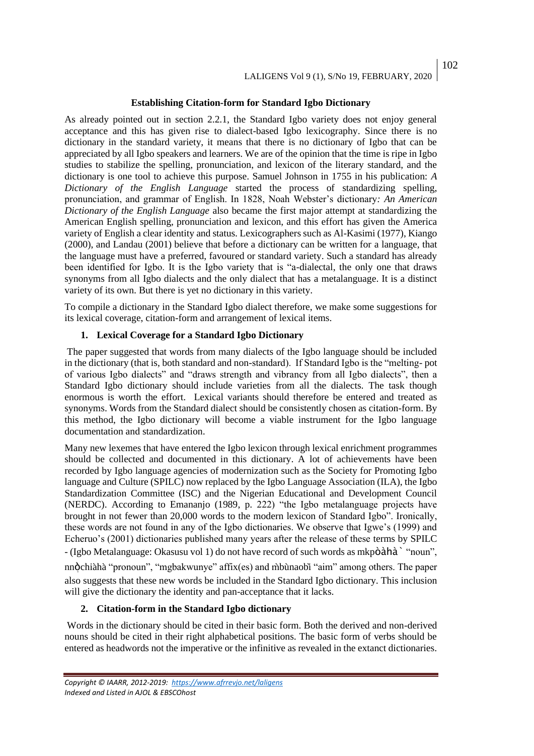### Establishing Citation-form for Standard Igbo Dictionary

As already pointed out in section 2.2.1, the Standard Igbo variety does not enjoy general acceptance and this has given rise to dialect-based Igbo lexicography. Since there is no dictionary in the standard variety, it means that there is no dictionary of Igbo that can be appreciated by all Igbo speakers and learners. We are of the opinion that the time is ripe in Igbo studies to stabilize the spelling, pronunciation, and lexicon of the literary standard, and the dictionary is one tool to achieve this purpose. Samuel Johnson in 1755 in his publication: *A Dictionary of the English Language* started the process of standardizing spelling, pronunciation, and grammar of English. In 1828, Noah Webster's dictionary*: An American Dictionary of the English Language* also became the first major attempt at standardizing the American English spelling, pronunciation and lexicon, and this effort has given the America variety of English a clear identity and status. Lexicographers such as Al-Kasimi (1977), Kiango (2000), and Landau (2001) believe that before a dictionary can be written for a language, that the language must have a preferred, favoured or standard variety. Such a standard has already been identified for Igbo. It is the Igbo variety that is "a-dialectal, the only one that draws synonyms from all Igbo dialects and the only dialect that has a metalanguage. It is a distinct variety of its own. But there is yet no dictionary in this variety.

To compile a dictionary in the Standard Igbo dialect therefore, we make some suggestions for its lexical coverage, citation-form and arrangement of lexical items.

**1. Lexical Coverage for a Standard Igbo Dictionary**

The paper suggested that words from many dialects of the Igbo language should be included in the dictionary (that is, both standard and non-standard). If Standard Igbo is the "melting- pot of various Igbo dialects" and "draws strength and vibrancy from all Igbo dialects", then a Standard Igbo dictionary should include varieties from all the dialects. The task though enormous is worth the effort. Lexical variants should therefore be entered and treated as synonyms. Words from the Standard dialect should be consistently chosen as citation-form. By this method, the Igbo dictionary will become a viable instrument for the Igbo language documentation and standardization.

Many new lexemes that have entered the Igbo lexicon through lexical enrichment programmes should be collected and documented in this dictionary. A lot of achievements have been recorded by Igbo language agencies of modernization such as the Society for Promoting Igbo language and Culture (SPILC) now replaced by the Igbo Language Association (ILA), the Igbo Standardization Committee (ISC) and the Nigerian Educational and Development Council (NERDC). According to Emananjo (1989, p. 222) "the Igbo metalanguage projects have brought in not fewer than 20,000 words to the modern lexicon of Standard Igbo". Ironically, these words are not found in any of the Igbo dictionaries. We observe that Igwe's (1999) and Echeruo's (2001) dictionaries published many years after the release of these terms by SPILC - (Igbo Metalanguage: Okasusu vol 1) do not have record of such words as mkpọ̀àhà` "noun", nnọ̀chiàhà "pronoun", "mgbakwunye" affix(es) and m̀bùnaobì "aim" among others. The paper also suggests that these new words be included in the Standard Igbo dictionary. This inclusion will give the dictionary the identity and pan-acceptance that it lacks.

**2. Citation-form in the Standard Igbo dictionary**

Words in the dictionary should be cited in their basic form. Both the derived and non-derived nouns should be cited in their right alphabetical positions. The basic form of verbs should be entered as headwords not the imperative or the infinitive as revealed in the extant dictionaries.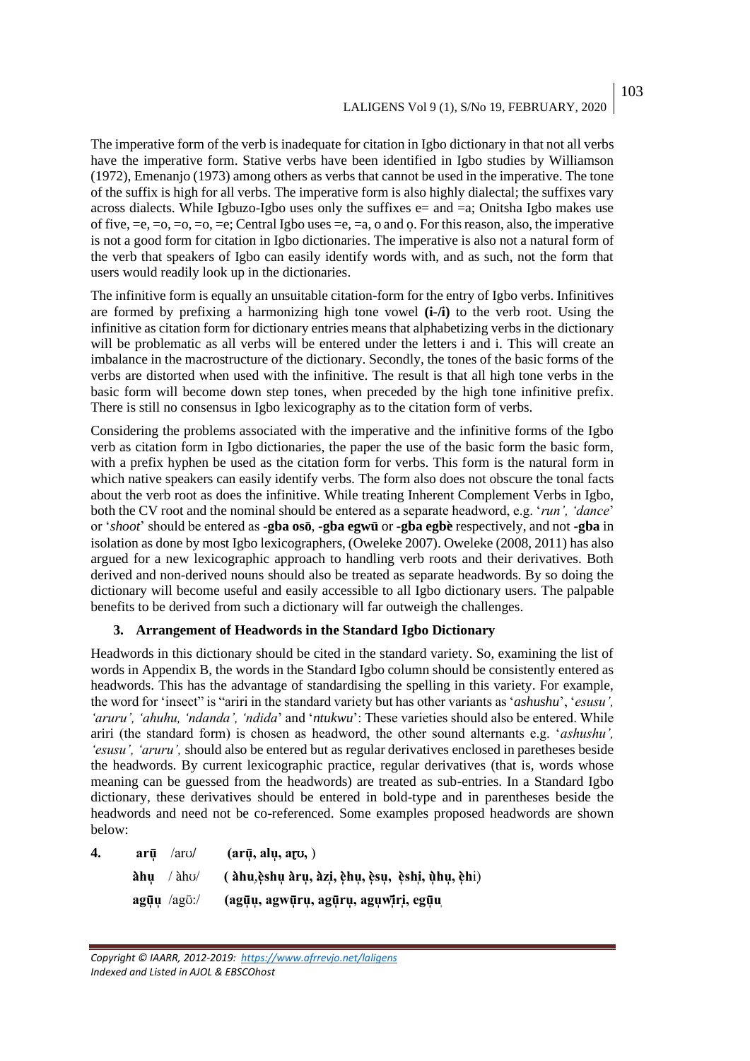The imperative form of the verb is inadequate for citation in Igbo dictionary in that not all verbs have the imperative form. Stative verbs have been identified in Igbo studies by Williamson (1972), Emenanjo (1973) among others as verbs that cannot be used in the imperative. The tone of the suffix is high for all verbs. The imperative form is also highly dialectal; the suffixes vary across dialects. While Igbuzo-Igbo uses only the suffixes e= and =a; Onitsha Igbo makes use of five, =e, =o, =o, =o, =e; Central Igbo uses =e, =a, o and ọ. For this reason, also, the imperative is not a good form for citation in Igbo dictionaries. The imperative is also not a natural form of the verb that speakers of Igbo can easily identify words with, and as such, not the form that users would readily look up in the dictionaries.

The infinitive form is equally an unsuitable citation-form for the entry of Igbo verbs. Infinitives are formed by prefixing a harmonizing high tone vowel **(i-/ị)** to the verb root. Using the infinitive as citation form for dictionary entries means that alphabetizing verbs in the dictionary will be problematic as all verbs will be entered under the letters i and ị. This will create an imbalance in the macrostructure of the dictionary. Secondly, the tones of the basic forms of the verbs are distorted when used with the infinitive. The result is that all high tone verbs in the basic form will become down step tones, when preceded by the high tone infinitive prefix. There is still no consensus in Igbo lexicography as to the citation form of verbs.

Considering the problems associated with the imperative and the infinitive forms of the Igbo verb as citation form in Igbo dictionaries, the paper the use of the basic form the basic form, with a prefix hyphen be used as the citation form for verbs. This form is the natural form in which native speakers can easily identify verbs. The form also does not obscure the tonal facts about the verb root as does the infinitive. While treating Inherent Complement Verbs in Igbo, both the CV root and the nominal should be entered as a separate headword, e.g. '*run', 'dance*' or '*shoot*' should be entered as **-gba osō**, **-gba egwū** or **-gba egbè** respectively, and not **-gba** in isolation as done by most Igbo lexicographers, (Oweleke 2007). Oweleke (2008, 2011) has also argued for a new lexicographic approach to handling verb roots and their derivatives. Both derived and non-derived nouns should also be treated as separate headwords. By so doing the dictionary will become useful and easily accessible to all Igbo dictionary users. The palpable benefits to be derived from such a dictionary will far outweigh the challenges.

### 3. Arrangement of Headwords in the Standard Igbo Dictionary

Headwords in this dictionary should be cited in the standard variety. So, examining the list of words in Appendix B, the words in the Standard Igbo column should be consistently entered as headwords. This has the advantage of standardising the spelling in this variety. For example, the word for 'insect' is "ariri in the standard variety but has other variants as '*ashushu*', '*esusu', 'aruru', 'ahuhu, 'ndanda', 'ndida*' and '*ntukwu*': These varieties should also be entered. While ariri (the standard form) is chosen as headword, the other sound alternants e.g. '*ashushu', 'esusu', 'aruru',* should also be entered but as regular derivatives enclosed in paretheses beside the headwords. By current lexicographic practice, regular derivatives (that is, words whose meaning can be guessed from the headwords) are treated as sub-entries. In a Standard Igbo dictionary, these derivatives should be entered in bold-type and in parentheses beside the headwords and need not be co-referenced. Some examples proposed headwords are shown below:

4. **arụ̄** /arʊ/ **(arụ̄, alụ, aɽʊ,** )

**àhụ** / àhʊ/ **( àhụ,ȅshụ àrụ, àzị, ẹ̀hụ, ẹ̀sụ, ẹ̀shị, ụ̀hụ, ẹ̀hi**)

**agụ̄ụ** /agʊ̄:/ **(agụ̄ụ, agwụ̄rụ, agụ̄rụ, agụwị̄rị, egụ̄ụ**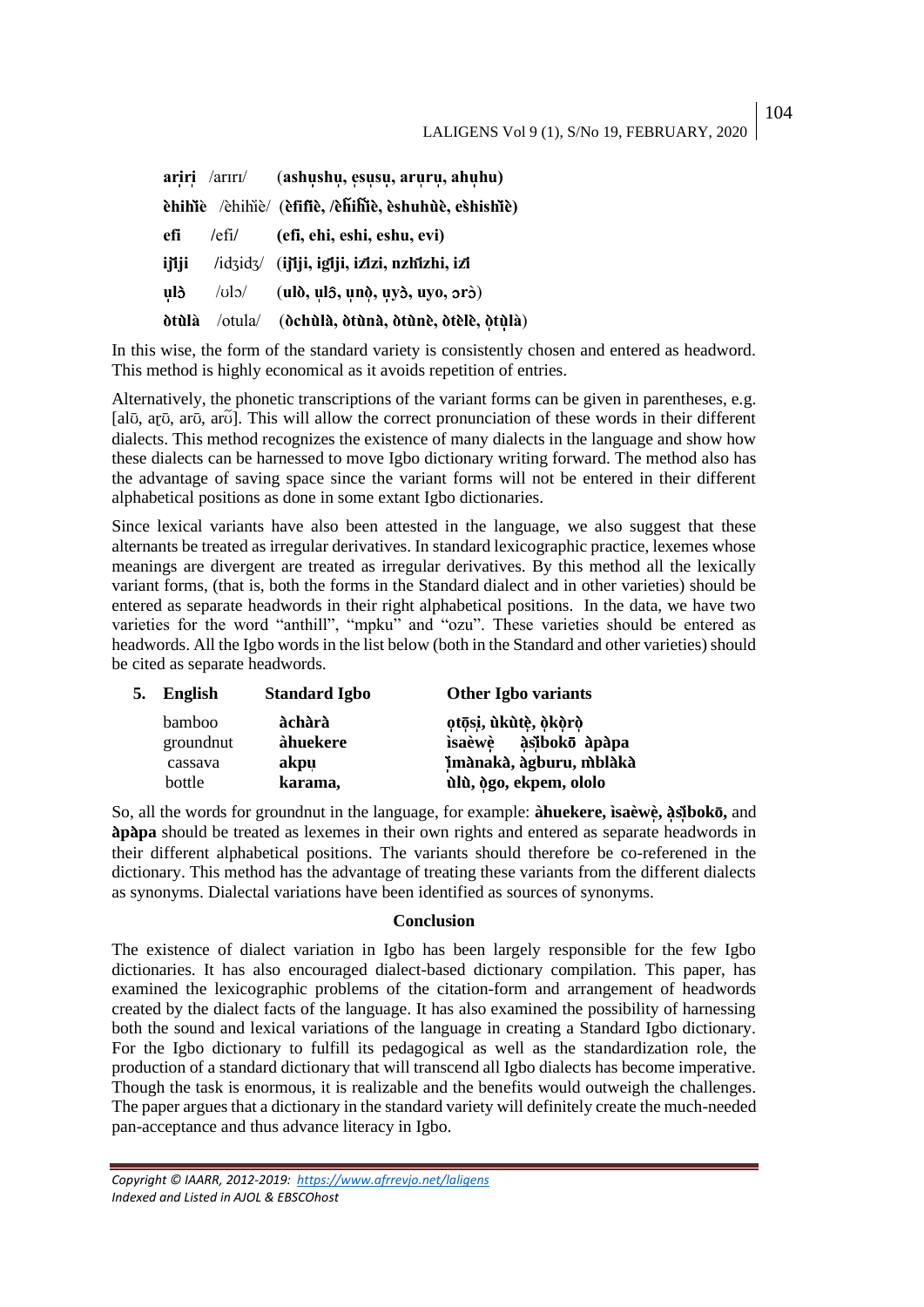**arịrị** /arɪrɪ/ (**ashụshụ, ẹsụsụ, arụrụ, ahụhu)**

**èhihìè** /èhihìè/ (**èfifìè, /èhifìè, èshuhùè, eshishìè)**

**efi** /efi/ (**efi, ehi, eshi, eshu, evi)**

**ijiji** /idʒidʒ/ (**ijiji, igiji, izizi, nzhizhi, izi**

**ụlɔ̀** /ʊlɔ/ (**ulò, ụlɔ̂, ụnọ, ụyɔ̀, uyo, ɔrɔ̀**)

**òtùlà** /otula/ (**òchùlà, òtùnà, òtùnè, òtèlè, ọtụlà**)

In this wise, the form of the standard variety is consistently chosen and entered as headword. This method is highly economical as it avoids repetition of entries.

Alternatively, the phonetic transcriptions of the variant forms can be given in parentheses, e.g. [alō, aɽō, arō, arʊ̃]. This will allow the correct pronunciation of these words in their different dialects. This method recognizes the existence of many dialects in the language and show how these dialects can be harnessed to move Igbo dictionary writing forward. The method also has the advantage of saving space since the variant forms will not be entered in their different alphabetical positions as done in some extant Igbo dictionaries.

Since lexical variants have also been attested in the language, we also suggest that these alternants be treated as irregular derivatives. In standard lexicographic practice, lexemes whose meanings are divergent are treated as irregular derivatives. By this method all the lexically variant forms, (that is, both the forms in the Standard dialect and in other varieties) should be entered as separate headwords in their right alphabetical positions. In the data, we have two varieties for the word "anthill", "mpku" and "ozu". These varieties should be entered as headwords. All the Igbo words in the list below (both in the Standard and other varieties) should be cited as separate headwords.

| 5. English | Standard Igbo | Other Igbo variants |
|---|---|---|
| bamboo | **àchàrà** | **ọtọsị, ùkùtẹ̀, ọ̀kọ̀rọ̀** |
| groundnut | **àhuekere** | **ìsaèwẹ̀ àṣịbokō àpàpa** |
| cassava | **akpụ** | **ìmànakà, àgburu, m̀blàkà** |
| bottle | **karama,** | **ùlù, ọ̀go, ekpem, ololo** |

So, all the words for groundnut in the language, for example: **àhuekere, ìsaèwẹ̀, àṣịbokō,** and **àpàpa** should be treated as lexemes in their own rights and entered as separate headwords in their different alphabetical positions. The variants should therefore be co-referened in the dictionary. This method has the advantage of treating these variants from the different dialects as synonyms. Dialectal variations have been identified as sources of synonyms.

## Conclusion

The existence of dialect variation in Igbo has been largely responsible for the few Igbo dictionaries. It has also encouraged dialect-based dictionary compilation. This paper, has examined the lexicographic problems of the citation-form and arrangement of headwords created by the dialect facts of the language. It has also examined the possibility of harnessing both the sound and lexical variations of the language in creating a Standard Igbo dictionary. For the Igbo dictionary to fulfill its pedagogical as well as the standardization role, the production of a standard dictionary that will transcend all Igbo dialects has become imperative. Though the task is enormous, it is realizable and the benefits would outweigh the challenges. The paper argues that a dictionary in the standard variety will definitely create the much-needed pan-acceptance and thus advance literacy in Igbo.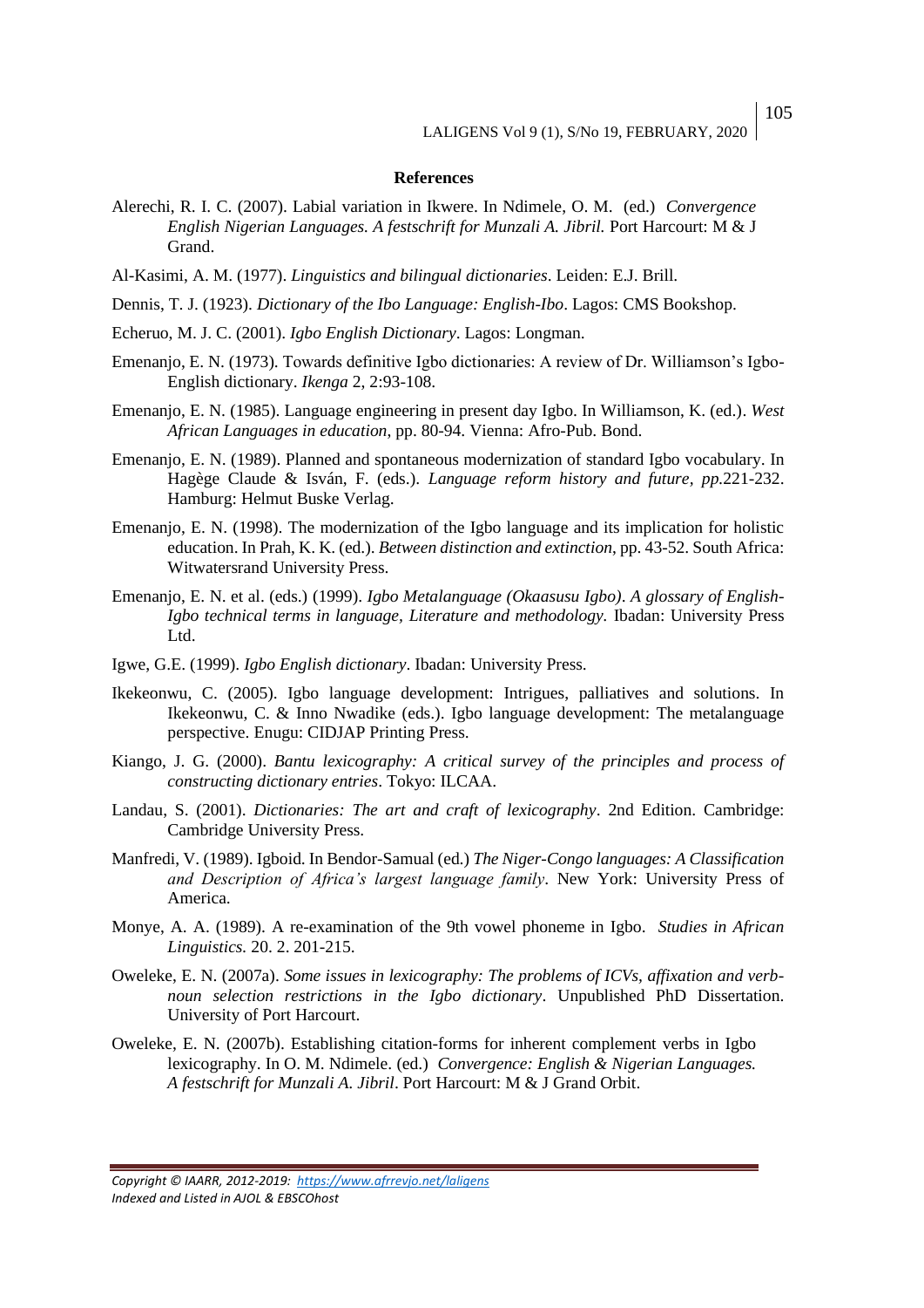**References**

Alerechi, R. I. C. (2007). Labial variation in Ikwere. In Ndimele, O. M. (ed.) *Convergence English Nigerian Languages. A festschrift for Munzali A. Jibril.* Port Harcourt: M & J Grand.

Al-Kasimi, A. M. (1977). *Linguistics and bilingual dictionaries*. Leiden: E.J. Brill.

Dennis, T. J. (1923). *Dictionary of the Ibo Language: English-Ibo*. Lagos: CMS Bookshop.

Echeruo, M. J. C. (2001). *Igbo English Dictionary*. Lagos: Longman.

Emenanjo, E. N. (1973). Towards definitive Igbo dictionaries: A review of Dr. Williamson's Igbo-English dictionary. *Ikenga* 2, 2:93-108.

Emenanjo, E. N. (1985). Language engineering in present day Igbo. In Williamson, K. (ed.). *West African Languages in education*, pp. 80-94. Vienna: Afro-Pub. Bond.

Emenanjo, E. N. (1989). Planned and spontaneous modernization of standard Igbo vocabulary. In Hagège Claude & Isván, F. (eds.). *Language reform history and future, pp.*221-232. Hamburg: Helmut Buske Verlag.

Emenanjo, E. N. (1998). The modernization of the Igbo language and its implication for holistic education. In Prah, K. K. (ed.). *Between distinction and extinction*, pp. 43-52. South Africa: Witwatersrand University Press.

Emenanjo, E. N. et al. (eds.) (1999). *Igbo Metalanguage (Okaasusu Igbo)*. *A glossary of English-Igbo technical terms in language, Literature and methodology.* Ibadan: University Press Ltd.

Igwe, G.E. (1999). *Igbo English dictionary*. Ibadan: University Press.

Ikekeonwu, C. (2005). Igbo language development: Intrigues, palliatives and solutions. In Ikekeonwu, C. & Inno Nwadike (eds.). Igbo language development: The metalanguage perspective. Enugu: CIDJAP Printing Press.

Kiango, J. G. (2000). *Bantu lexicography: A critical survey of the principles and process of constructing dictionary entries*. Tokyo: ILCAA.

Landau, S. (2001). *Dictionaries: The art and craft of lexicography*. 2nd Edition. Cambridge: Cambridge University Press.

Manfredi, V. (1989). Igboid. In Bendor-Samual (ed.) *The Niger-Congo languages: A Classification and Description of Africa's largest language family*. New York: University Press of America.

Monye, A. A. (1989). A re-examination of the 9th vowel phoneme in Igbo. *Studies in African Linguistics.* 20. 2. 201-215.

Oweleke, E. N. (2007a). *Some issues in lexicography: The problems of ICVs, affixation and verb-noun selection restrictions in the Igbo dictionary*. Unpublished PhD Dissertation. University of Port Harcourt.

Oweleke, E. N. (2007b). Establishing citation-forms for inherent complement verbs in Igbo lexicography. In O. M. Ndimele. (ed.) *Convergence: English & Nigerian Languages. A festschrift for Munzali A. Jibril*. Port Harcourt: M & J Grand Orbit.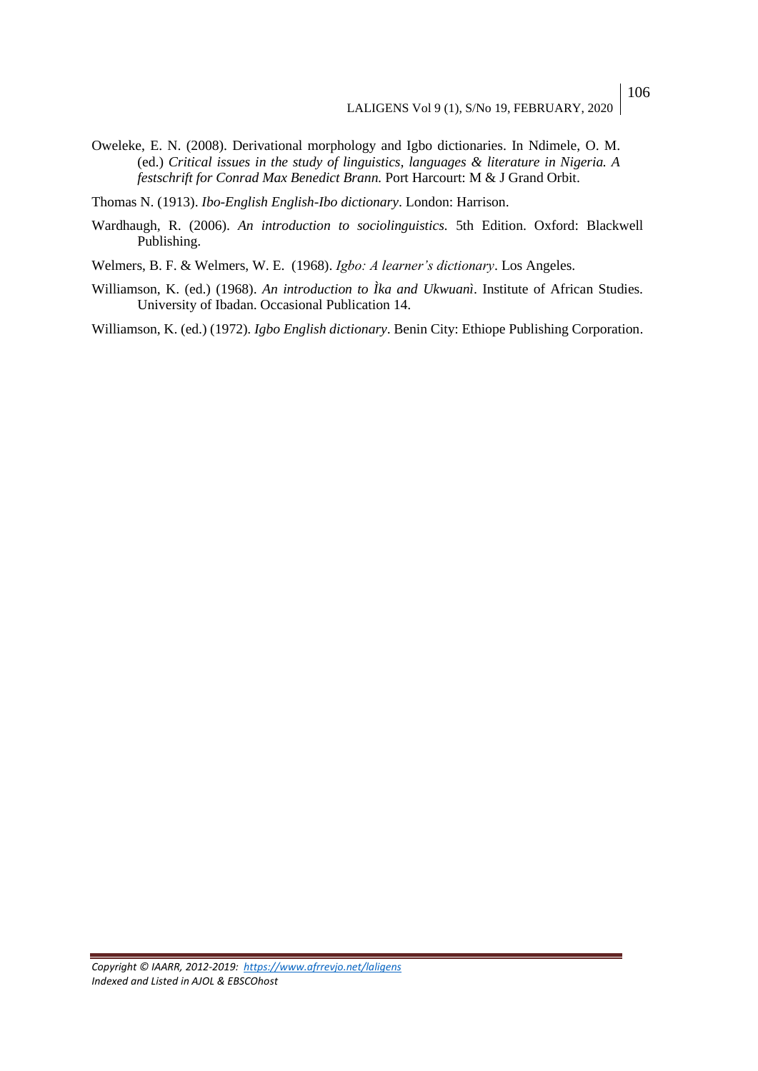Oweleke, E. N. (2008). Derivational morphology and Igbo dictionaries. In Ndimele, O. M. (ed.) *Critical issues in the study of linguistics, languages & literature in Nigeria. A festschrift for Conrad Max Benedict Brann.* Port Harcourt: M & J Grand Orbit.

Thomas N. (1913). *Ibo-English English-Ibo dictionary*. London: Harrison.

Wardhaugh, R. (2006). *An introduction to sociolinguistics.* 5th Edition. Oxford: Blackwell Publishing.

Welmers, B. F. & Welmers, W. E. (1968). *Igbo: A learner's dictionary*. Los Angeles.

Williamson, K. (ed.) (1968). *An introduction to Ìka and Ukwuanì*. Institute of African Studies. University of Ibadan. Occasional Publication 14.

Williamson, K. (ed.) (1972). *Igbo English dictionary*. Benin City: Ethiope Publishing Corporation.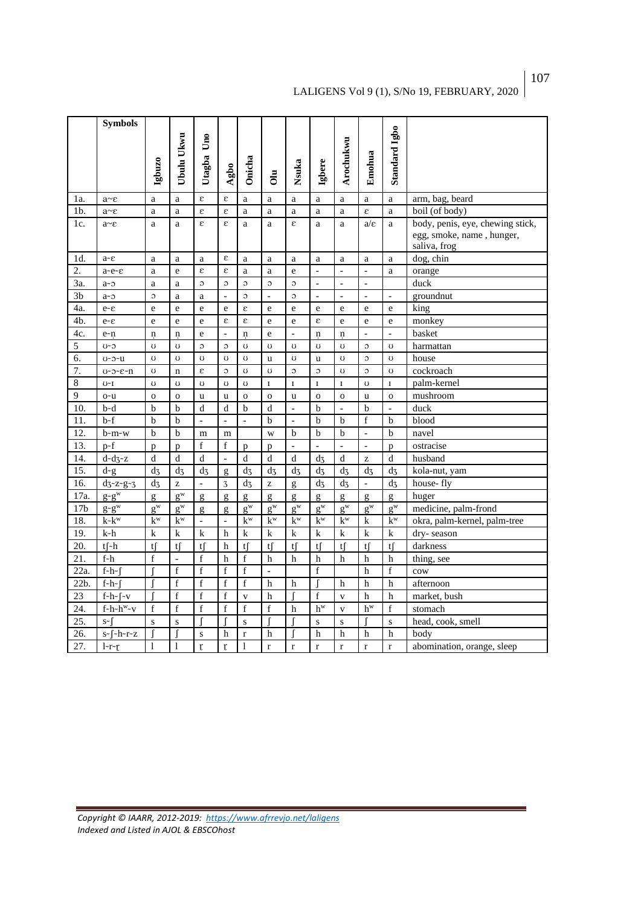| | Symbols | Igbuzo | Ubulu Ukwu | Utagba Uno | Agbo | Onicha | Olu | Nsuka | Igbere | Arochukwu | Emohua | Standard Igbo | |
|---|---|---|---|---|---|---|---|---|---|---|---|---|---|
| 1a. | a~ɛ | a | a | ɛ | ɛ | a | a | a | a | a | a | a | arm, bag, beard |
| 1b. | a~ɛ | a | a | ɛ | ɛ | a | a | a | a | a | ɛ | a | boil (of body) |
| 1c. | a~ɛ | a | a | ɛ | ɛ | a | a | ɛ | a | a | a/ɛ | a | body, penis, eye, chewing stick, egg, smoke, name , hunger, saliva, frog |
| 1d. | a-ɛ | a | a | a | ɛ | a | a | a | a | a | a | a | dog, chin |
| 2. | a-e-ɛ | a | e | ɛ | ɛ | a | a | e | - | - | - | a | orange |
| 3a. | a-ɔ | a | a | ɔ | ɔ | ɔ | ɔ | ɔ | - | - | - | | duck |
| 3b | a-ɔ | ɔ | a | a | - | ɔ | - | ɔ | - | - | - | - | groundnut |
| 4a. | e-ɛ | e | e | e | e | ɛ | e | e | e | e | e | e | king |
| 4b. | e-ɛ | e | e | e | ɛ | ɛ | e | e | ɛ | e | e | e | monkey |
| 4c. | e-n̩ | n̩ | n̩ | e | - | n̩ | e | - | n̩ | n̩ | - | - | basket |
| 5 | ʊ-ɔ | ʊ | ʊ | ɔ | ɔ | ʊ | ʊ | ʊ | ʊ | ʊ | ɔ | ʊ | harmattan |
| 6. | ʊ-ɔ-u | ʊ | ʊ | ʊ | ʊ | ʊ | u | ʊ | u | ʊ | ɔ | ʊ | house |
| 7. | ʊ-ɔ-ɛ-n | ʊ | n | ɛ | ɔ | ʊ | ʊ | ɔ | ɔ | ʊ | ɔ | ʊ | cockroach |
| 8 | ʊ-ɪ | ʊ | ʊ | ʊ | ʊ | ʊ | ɪ | ɪ | ɪ | ɪ | ʊ | ɪ | palm-kernel |
| 9 | o-u | o | o | u | u | o | o | u | o | o | u | o | mushroom |
| 10. | b-d | b | b | d | d | b | d | - | b | - | b | - | duck |
| 11. | b-f | b | b | - | - | - | b | - | b | b | f | b | blood |
| 12. | b-m-w | b | b | m | m | | w | b | b | b | - | b | navel |
| 13. | p-f | p | p | f | f | p | p | - | - | - | - | p | ostracise |
| 14. | d-dʒ-z | d | d | d | - | d | d | d | dʒ | d | z | d | husband |
| 15. | d-g | dʒ | dʒ | dʒ | g | dʒ | dʒ | dʒ | dʒ | dʒ | dʒ | dʒ | kola-nut, yam |
| 16. | dʒ-z-g-ʒ | dʒ | z | - | ʒ | dʒ | z | g | dʒ | dʒ | - | dʒ | house- fly |
| 17a. | g-gʷ | g | gʷ | g | g | g | g | g | g | g | g | g | huger |
| 17b | g-gʷ | gʷ | gʷ | g | g | gʷ | gʷ | gʷ | gʷ | gʷ | gʷ | gʷ | medicine, palm-frond |
| 18. | k-kʷ | kʷ | kʷ | - | - | kʷ | kʷ | kʷ | kʷ | kʷ | k | kʷ | okra, palm-kernel, palm-tree |
| 19. | k-h | k | k | k | h | k | k | k | k | k | k | k | dry- season |
| 20. | tʃ-h | tʃ | tʃ | tʃ | h | tʃ | tʃ | tʃ | tʃ | tʃ | tʃ | tʃ | darkness |
| 21. | f-h | f | - | f | h | f | h | h | h | h | h | h | thing, see |
| 22a. | f-h-ʃ | ʃ | f | f | f | f | - | | f | | h | f | cow |
| 22b. | f-h-ʃ | ʃ | f | f | f | f | h | h | ʃ | h | h | h | afternoon |
| 23 | f-h-ʃ-v | ʃ | f | f | f | v | h | ʃ | f | v | h | h | market, bush |
| 24. | f-h-hʷ-v | f | f | f | f | f | f | h | hʷ | v | hʷ | f | stomach |
| 25. | s-ʃ | s | s | ʃ | ʃ | s | ʃ | ʃ | s | s | ʃ | s | head, cook, smell |
| 26. | s-ʃ-h-r-z | ʃ | ʃ | s | h | r | h | ʃ | h | h | h | h | body |
| 27. | l-r-ɽ | l | l | ɽ | ɽ | l | r | r | r | r | r | r | abomination, orange, sleep |